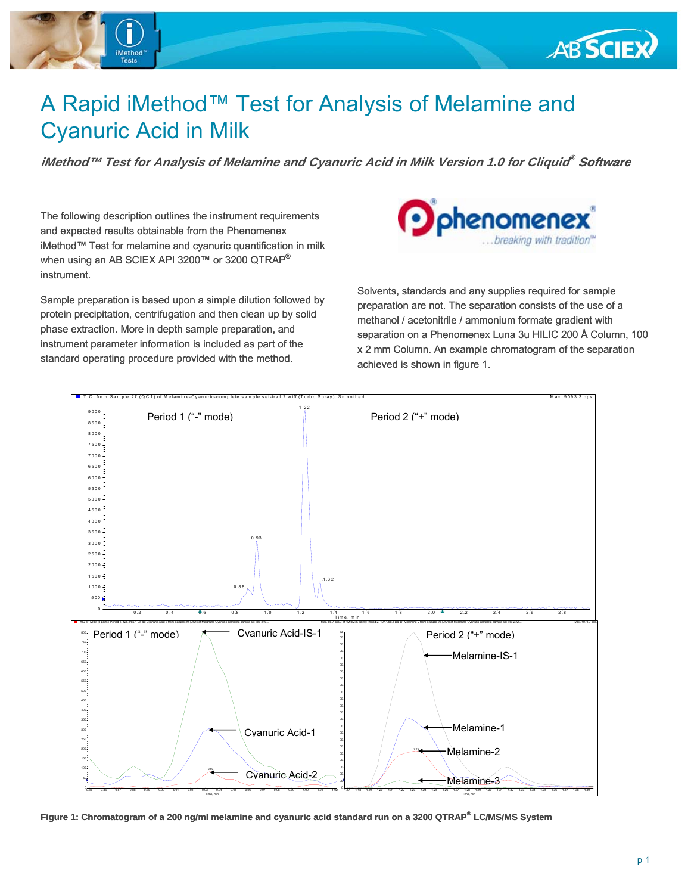# A Rapid iMethod™ Test for Analysis of Melamine and Cyanuric Acid in Milk

***iMethod™ Test for Analysis of Melamine and Cyanuric Acid in Milk Version 1.0 for Cliquid® Software***

The following description outlines the instrument requirements and expected results obtainable from the Phenomenex iMethod™ Test for melamine and cyanuric quantification in milk when using an AB SCIEX API 3200™ or 3200 QTRAP® instrument.

Sample preparation is based upon a simple dilution followed by protein precipitation, centrifugation and then clean up by solid phase extraction. More in depth sample preparation, and instrument parameter information is included as part of the standard operating procedure provided with the method.

Solvents, standards and any supplies required for sample preparation are not. The separation consists of the use of a methanol / acetonitrile / ammonium formate gradient with separation on a Phenomenex Luna 3u HILIC 200 Å Column, 100 x 2 mm Column. An example chromatogram of the separation achieved is shown in figure 1.

**Figure 1: Chromatogram of a 200 ng/ml melamine and cyanuric acid standard run on a 3200 QTRAP® LC/MS/MS System**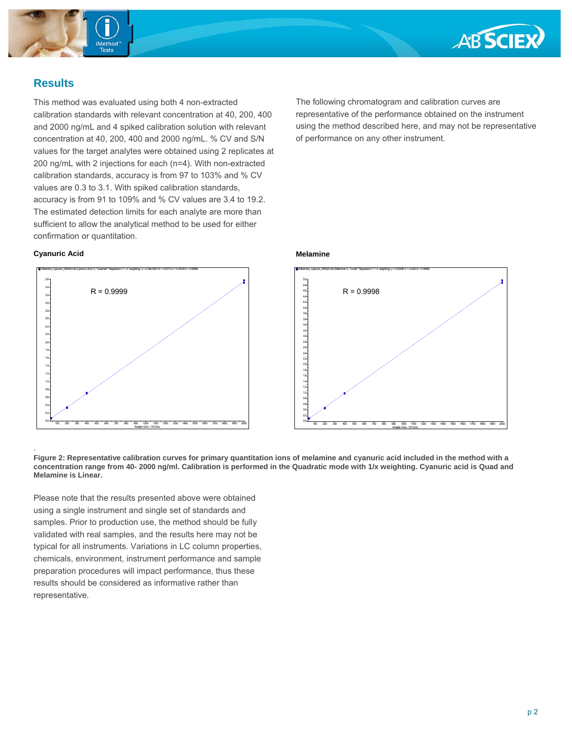## Results

This method was evaluated using both 4 non-extracted calibration standards with relevant concentration at 40, 200, 400 and 2000 ng/mL and 4 spiked calibration solution with relevant concentration at 40, 200, 400 and 2000 ng/mL. % CV and S/N values for the target analytes were obtained using 2 replicates at 200 ng/mL with 2 injections for each (n=4). With non-extracted calibration standards, accuracy is from 97 to 103% and % CV values are 0.3 to 3.1. With spiked calibration standards, accuracy is from 91 to 109% and % CV values are 3.4 to 19.2. The estimated detection limits for each analyte are more than sufficient to allow the analytical method to be used for either confirmation or quantitation.

The following chromatogram and calibration curves are representative of the performance obtained on the instrument using the method described here, and may not be representative of performance on any other instrument.

**Cyanuric Acid**

R = 0.9999

**Melamine**

R = 0.9998

**Figure 2: Representative calibration curves for primary quantitation ions of melamine and cyanuric acid included in the method with a concentration range from 40- 2000 ng/ml. Calibration is performed in the Quadratic mode with 1/x weighting. Cyanuric acid is Quad and Melamine is Linear.**

Please note that the results presented above were obtained using a single instrument and single set of standards and samples. Prior to production use, the method should be fully validated with real samples, and the results here may not be typical for all instruments. Variations in LC column properties, chemicals, environment, instrument performance and sample preparation procedures will impact performance, thus these results should be considered as informative rather than representative.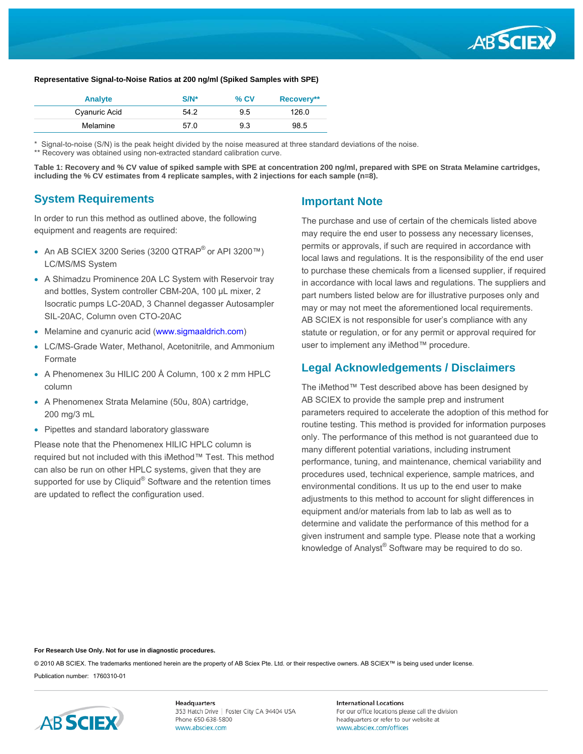**Representative Signal-to-Noise Ratios at 200 ng/ml (Spiked Samples with SPE)**

| Analyte | S/N* | % CV | Recovery** |
|---|---|---|---|
| Cyanuric Acid | 54.2 | 9.5 | 126.0 |
| Melamine | 57.0 | 9.3 | 98.5 |

\* Signal-to-noise (S/N) is the peak height divided by the noise measured at three standard deviations of the noise.
** Recovery was obtained using non-extracted standard calibration curve.

**Table 1: Recovery and % CV value of spiked sample with SPE at concentration 200 ng/ml, prepared with SPE on Strata Melamine cartridges, including the % CV estimates from 4 replicate samples, with 2 injections for each sample (n=8).**

## System Requirements

In order to run this method as outlined above, the following equipment and reagents are required:

- An AB SCIEX 3200 Series (3200 QTRAP® or API 3200™) LC/MS/MS System
- A Shimadzu Prominence 20A LC System with Reservoir tray and bottles, System controller CBM-20A, 100 µL mixer, 2 Isocratic pumps LC-20AD, 3 Channel degasser Autosampler SIL-20AC, Column oven CTO-20AC
- Melamine and cyanuric acid (www.sigmaaldrich.com)
- LC/MS-Grade Water, Methanol, Acetonitrile, and Ammonium Formate
- A Phenomenex 3u HILIC 200 Å Column, 100 x 2 mm HPLC column
- A Phenomenex Strata Melamine (50u, 80A) cartridge, 200 mg/3 mL
- Pipettes and standard laboratory glassware

Please note that the Phenomenex HILIC HPLC column is required but not included with this iMethod™ Test. This method can also be run on other HPLC systems, given that they are supported for use by Cliquid® Software and the retention times are updated to reflect the configuration used.

## Important Note

The purchase and use of certain of the chemicals listed above may require the end user to possess any necessary licenses, permits or approvals, if such are required in accordance with local laws and regulations. It is the responsibility of the end user to purchase these chemicals from a licensed supplier, if required in accordance with local laws and regulations. The suppliers and part numbers listed below are for illustrative purposes only and may or may not meet the aforementioned local requirements. AB SCIEX is not responsible for user's compliance with any statute or regulation, or for any permit or approval required for user to implement any iMethod™ procedure.

## Legal Acknowledgements / Disclaimers

The iMethod™ Test described above has been designed by AB SCIEX to provide the sample prep and instrument parameters required to accelerate the adoption of this method for routine testing. This method is provided for information purposes only. The performance of this method is not guaranteed due to many different potential variations, including instrument performance, tuning, and maintenance, chemical variability and procedures used, technical experience, sample matrices, and environmental conditions. It us up to the end user to make adjustments to this method to account for slight differences in equipment and/or materials from lab to lab as well as to determine and validate the performance of this method for a given instrument and sample type. Please note that a working knowledge of Analyst® Software may be required to do so.

**For Research Use Only. Not for use in diagnostic procedures.**

© 2010 AB SCIEX. The trademarks mentioned herein are the property of AB Sciex Pte. Ltd. or their respective owners. AB SCIEX™ is being used under license.

Publication number: 1760310-01

**Headquarters**
353 Hatch Drive | Foster City CA 94404 USA
Phone 650-638-5800
www.absciex.com

**International Locations**
For our office locations please call the division headquarters or refer to our website at
www.absciex.com/offices